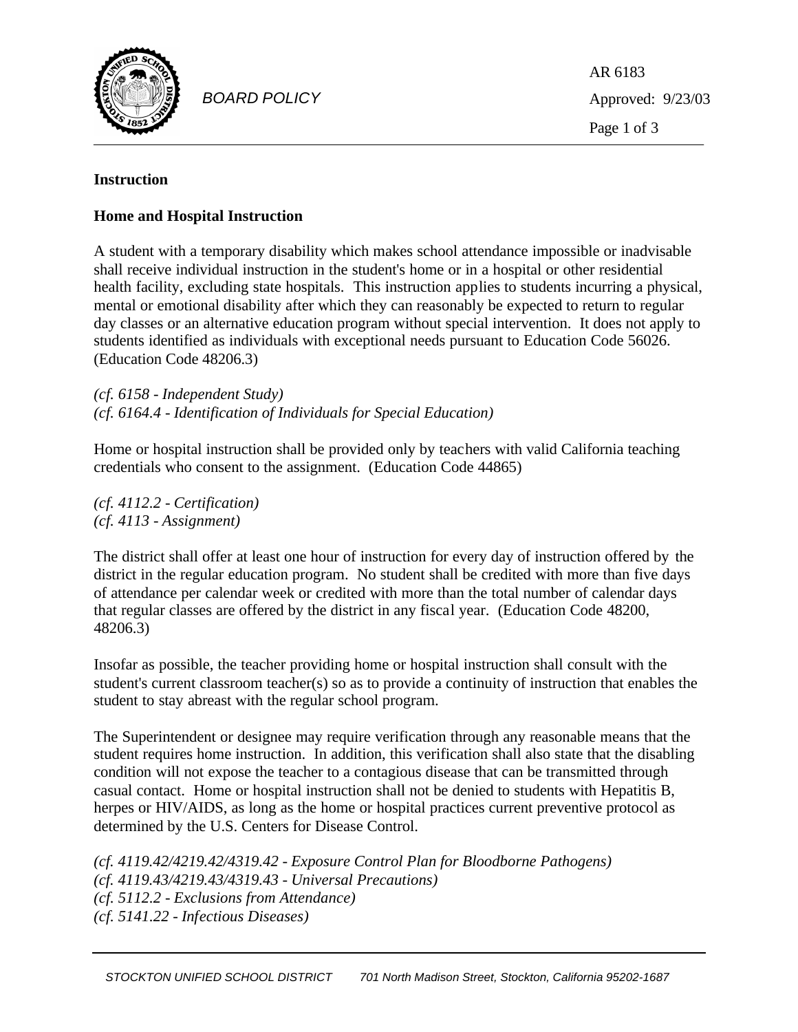BOARD POLICY

AR 6183
Approved: 9/23/03

**Instruction**

**Home and Hospital Instruction**

A student with a temporary disability which makes school attendance impossible or inadvisable shall receive individual instruction in the student's home or in a hospital or other residential health facility, excluding state hospitals. This instruction applies to students incurring a physical, mental or emotional disability after which they can reasonably be expected to return to regular day classes or an alternative education program without special intervention. It does not apply to students identified as individuals with exceptional needs pursuant to Education Code 56026. (Education Code 48206.3)

*(cf. 6158 - Independent Study)*
*(cf. 6164.4 - Identification of Individuals for Special Education)*

Home or hospital instruction shall be provided only by teachers with valid California teaching credentials who consent to the assignment. (Education Code 44865)

*(cf. 4112.2 - Certification)*
*(cf. 4113 - Assignment)*

The district shall offer at least one hour of instruction for every day of instruction offered by the district in the regular education program. No student shall be credited with more than five days of attendance per calendar week or credited with more than the total number of calendar days that regular classes are offered by the district in any fiscal year. (Education Code 48200, 48206.3)

Insofar as possible, the teacher providing home or hospital instruction shall consult with the student's current classroom teacher(s) so as to provide a continuity of instruction that enables the student to stay abreast with the regular school program.

The Superintendent or designee may require verification through any reasonable means that the student requires home instruction. In addition, this verification shall also state that the disabling condition will not expose the teacher to a contagious disease that can be transmitted through casual contact. Home or hospital instruction shall not be denied to students with Hepatitis B, herpes or HIV/AIDS, as long as the home or hospital practices current preventive protocol as determined by the U.S. Centers for Disease Control.

*(cf. 4119.42/4219.42/4319.42 - Exposure Control Plan for Bloodborne Pathogens)*
*(cf. 4119.43/4219.43/4319.43 - Universal Precautions)*
*(cf. 5112.2 - Exclusions from Attendance)*
*(cf. 5141.22 - Infectious Diseases)*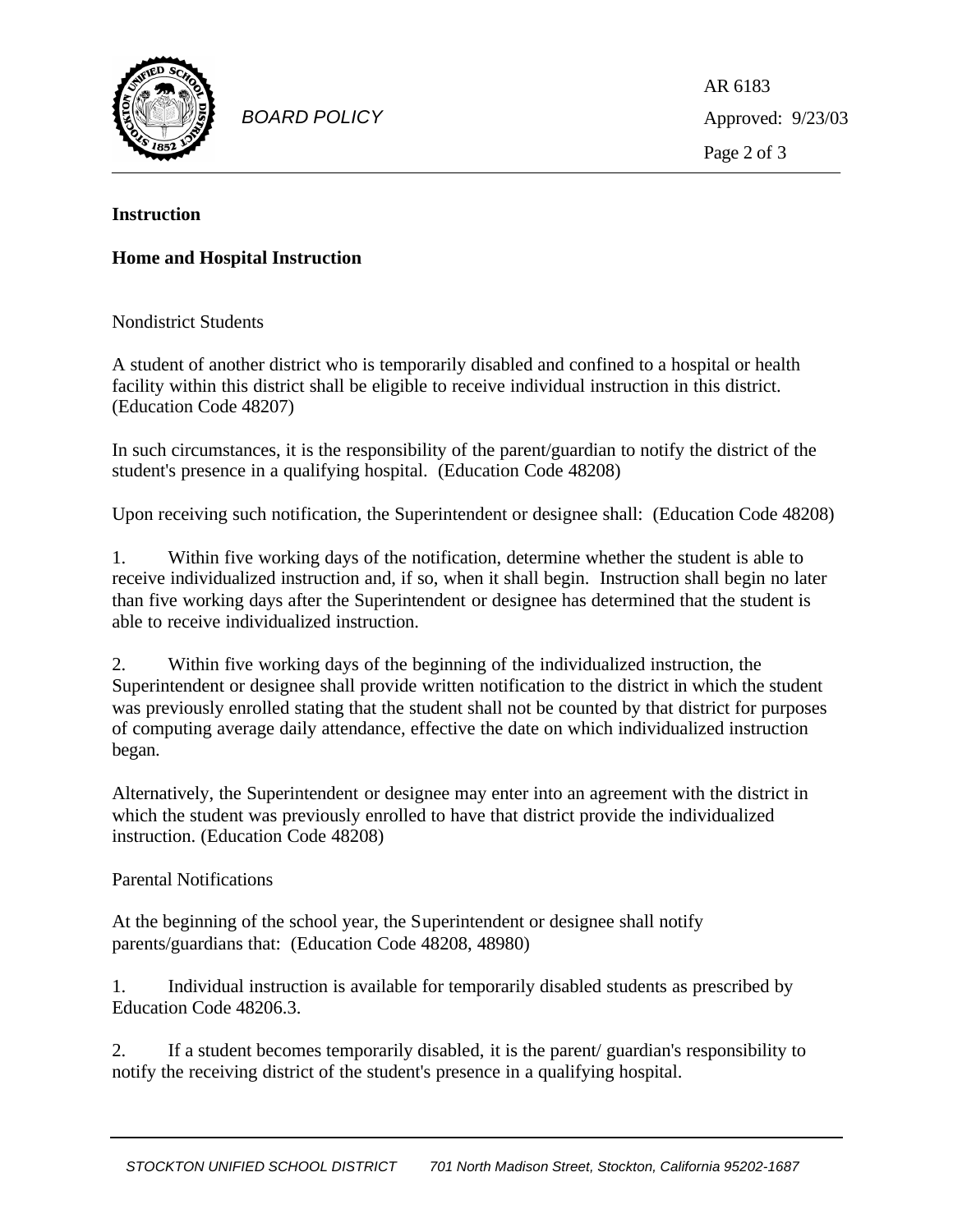**Instruction**

**Home and Hospital Instruction**

Nondistrict Students

A student of another district who is temporarily disabled and confined to a hospital or health facility within this district shall be eligible to receive individual instruction in this district. (Education Code 48207)

In such circumstances, it is the responsibility of the parent/guardian to notify the district of the student's presence in a qualifying hospital. (Education Code 48208)

Upon receiving such notification, the Superintendent or designee shall: (Education Code 48208)

1. Within five working days of the notification, determine whether the student is able to receive individualized instruction and, if so, when it shall begin. Instruction shall begin no later than five working days after the Superintendent or designee has determined that the student is able to receive individualized instruction.

2. Within five working days of the beginning of the individualized instruction, the Superintendent or designee shall provide written notification to the district in which the student was previously enrolled stating that the student shall not be counted by that district for purposes of computing average daily attendance, effective the date on which individualized instruction began.

Alternatively, the Superintendent or designee may enter into an agreement with the district in which the student was previously enrolled to have that district provide the individualized instruction. (Education Code 48208)

Parental Notifications

At the beginning of the school year, the Superintendent or designee shall notify parents/guardians that: (Education Code 48208, 48980)

1. Individual instruction is available for temporarily disabled students as prescribed by Education Code 48206.3.

2. If a student becomes temporarily disabled, it is the parent/ guardian's responsibility to notify the receiving district of the student's presence in a qualifying hospital.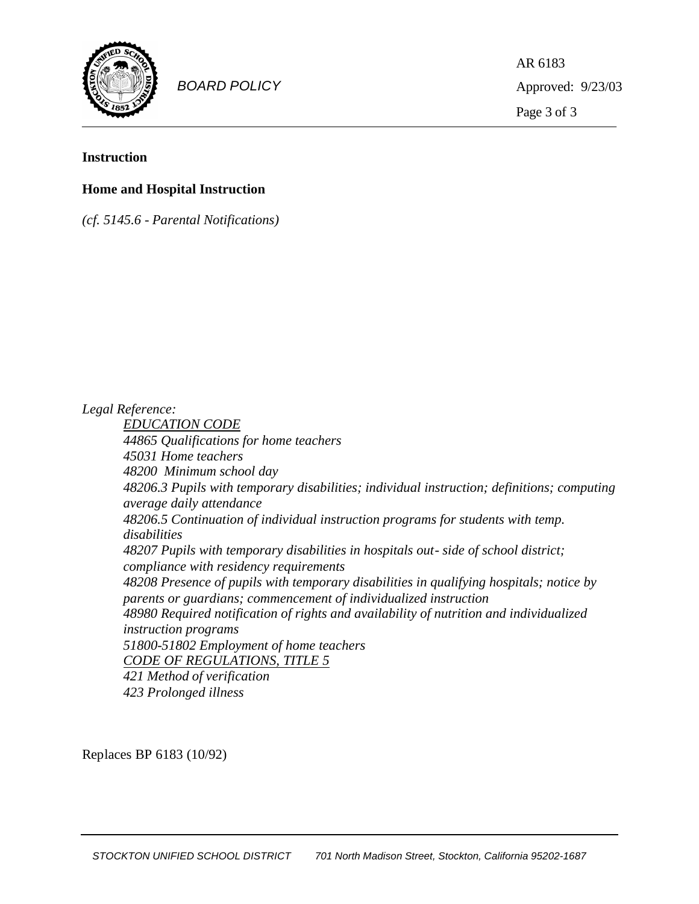**Instruction**

**Home and Hospital Instruction**

*(cf. 5145.6 - Parental Notifications)*

*Legal Reference:*

*EDUCATION CODE*
*44865 Qualifications for home teachers*
*45031 Home teachers*
*48200 Minimum school day*
*48206.3 Pupils with temporary disabilities; individual instruction; definitions; computing average daily attendance*
*48206.5 Continuation of individual instruction programs for students with temp. disabilities*
*48207 Pupils with temporary disabilities in hospitals out- side of school district; compliance with residency requirements*
*48208 Presence of pupils with temporary disabilities in qualifying hospitals; notice by parents or guardians; commencement of individualized instruction*
*48980 Required notification of rights and availability of nutrition and individualized instruction programs*
*51800-51802 Employment of home teachers*
*CODE OF REGULATIONS, TITLE 5*
*421 Method of verification*
*423 Prolonged illness*

Replaces BP 6183 (10/92)